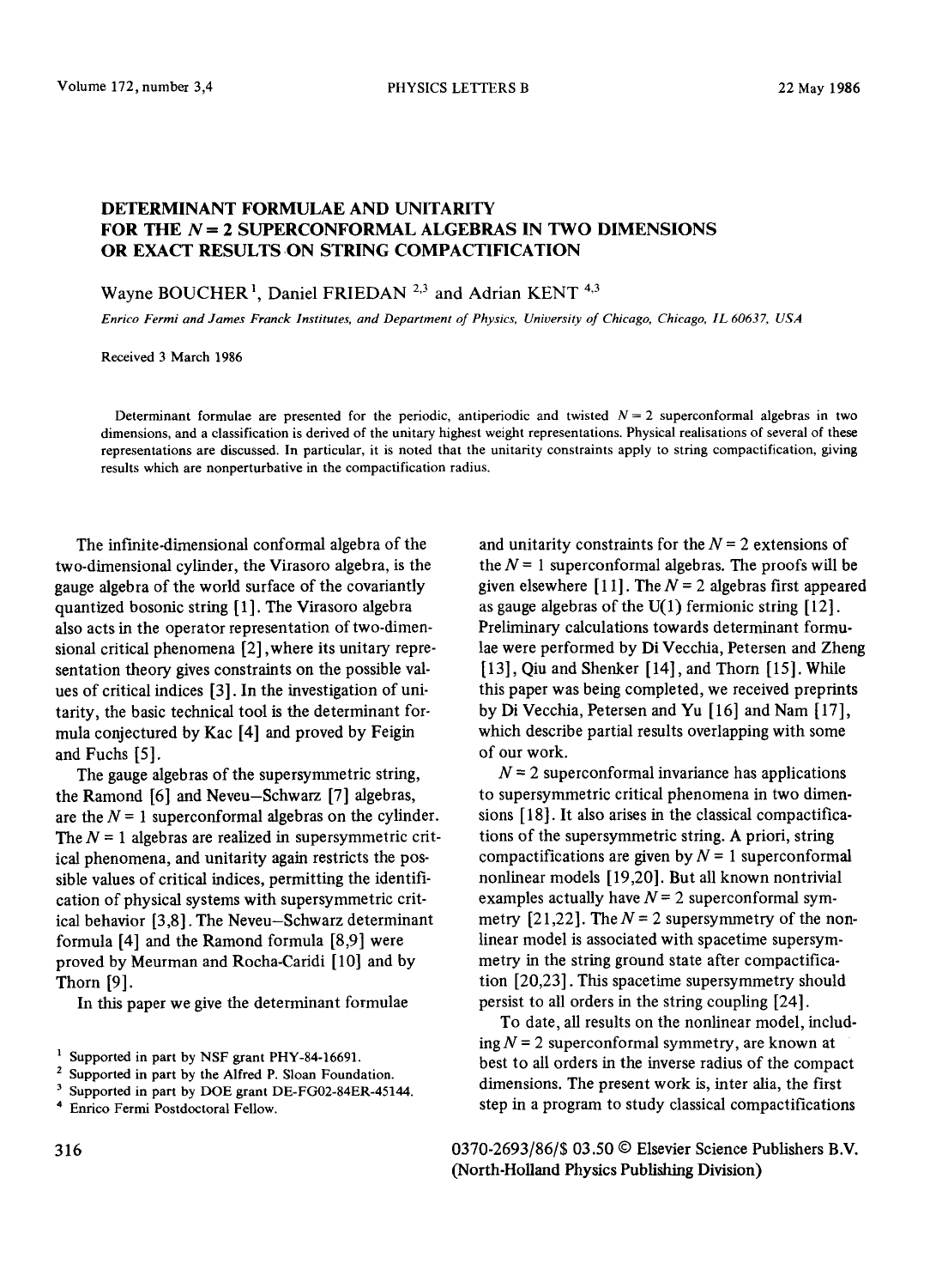# DETERMINANT FORMULAE AND UNITARITY FOR THE $N = 2$ SUPERCONFORMAL ALGEBRAS IN TWO DIMENSIONS OR EXACT RESULTS ON STRING COMPACTIFICATION

Wayne BOUCHER [1], Daniel FRIEDAN [2,3] and Adrian KENT [4,3]

*Enrico Fermi and James Franck Institutes, and Department of Physics, University of Chicago, Chicago, IL 60637, USA*

Received 3 March 1986

Determinant formulae are presented for the periodic, antiperiodic and twisted $N = 2$ superconformal algebras in two dimensions, and a classification is derived of the unitary highest weight representations. Physical realisations of several of these representations are discussed. In particular, it is noted that the unitarity constraints apply to string compactification, giving results which are nonperturbative in the compactification radius.

The infinite-dimensional conformal algebra of the two-dimensional cylinder, the Virasoro algebra, is the gauge algebra of the world surface of the covariantly quantized bosonic string [1]. The Virasoro algebra also acts in the operator representation of two-dimensional critical phenomena [2], where its unitary representation theory gives constraints on the possible values of critical indices [3]. In the investigation of unitarity, the basic technical tool is the determinant formula conjectured by Kac [4] and proved by Feigin and Fuchs [5].

The gauge algebras of the supersymmetric string, the Ramond [6] and Neveu–Schwarz [7] algebras, are the $N = 1$ superconformal algebras on the cylinder. The $N = 1$ algebras are realized in supersymmetric critical phenomena, and unitarity again restricts the possible values of critical indices, permitting the identification of physical systems with supersymmetric critical behavior [3,8]. The Neveu–Schwarz determinant formula [4] and the Ramond formula [8,9] were proved by Meurman and Rocha-Caridi [10] and by Thorn [9].

In this paper we give the determinant formulae and unitarity constraints for the $N = 2$ extensions of the $N = 1$ superconformal algebras. The proofs will be given elsewhere [11]. The $N = 2$ algebras first appeared as gauge algebras of the U(1) fermionic string [12]. Preliminary calculations towards determinant formulae were performed by Di Vecchia, Petersen and Zheng [13], Qiu and Shenker [14], and Thorn [15]. While this paper was being completed, we received preprints by Di Vecchia, Petersen and Yu [16] and Nam [17], which describe partial results overlapping with some of our work.

$N = 2$ superconformal invariance has applications to supersymmetric critical phenomena in two dimensions [18]. It also arises in the classical compactifications of the supersymmetric string. A priori, string compactifications are given by $N = 1$ superconformal nonlinear models [19,20]. But all known nontrivial examples actually have $N = 2$ superconformal symmetry [21,22]. The $N = 2$ supersymmetry of the nonlinear model is associated with spacetime supersymmetry in the string ground state after compactification [20,23]. This spacetime supersymmetry should persist to all orders in the string coupling [24].

To date, all results on the nonlinear model, including $N = 2$ superconformal symmetry, are known at best to all orders in the inverse radius of the compact dimensions. The present work is, inter alia, the first step in a program to study classical compactifications

---

[1] Supported in part by NSF grant PHY-84-16691.

[2] Supported in part by the Alfred P. Sloan Foundation.

[3] Supported in part by DOE grant DE-FG02-84ER-45144.

[4] Enrico Fermi Postdoctoral Fellow.

0370-2693/86/$ 03.50 © Elsevier Science Publishers B.V. (North-Holland Physics Publishing Division)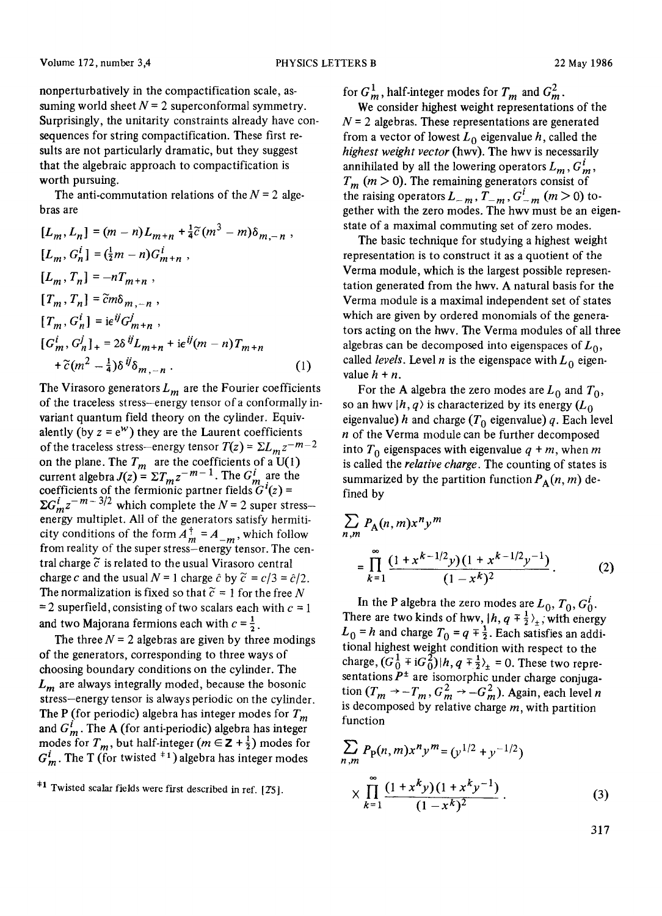nonperturbatively in the compactification scale, assuming world sheet $N = 2$ superconformal symmetry. Surprisingly, the unitarity constraints already have consequences for string compactification. These first results are not particularly dramatic, but they suggest that the algebraic approach to compactification is worth pursuing.

The anti-commutation relations of the $N = 2$ algebras are

$$
\begin{aligned}
&[L_m, L_n] = (m-n)L_{m+n} + \tfrac{1}{4}\tilde{c}(m^3 - m)\delta_{m,-n}\,, \\
&[L_m, G_n^i] = (\tfrac{1}{2}m - n)G_{m+n}^i\,, \\
&[L_m, T_n] = -nT_{m+n}\,, \\
&[T_m, T_n] = \tilde{c}m\delta_{m,-n}\,, \\
&[T_m, G_n^i] = i\epsilon^{ij}G_{m+n}^j\,, \\
&[G_m^i, G_n^j]_+ = 2\delta^{ij}L_{m+n} + i\epsilon^{ij}(m-n)T_{m+n} \\
&\qquad + \tilde{c}(m^2 - \tfrac{1}{4})\delta^{ij}\delta_{m,-n}\,.
\end{aligned}
\tag{1}
$$

The Virasoro generators $L_m$ are the Fourier coefficients of the traceless stress–energy tensor of a conformally invariant quantum field theory on the cylinder. Equivalently (by $z = e^w$) they are the Laurent coefficients of the traceless stress–energy tensor $T(z) = \Sigma L_m z^{-m-2}$ on the plane. The $T_m$ are the coefficients of a U(1) current algebra $J(z) = \Sigma T_m z^{-m-1}$. The $G_m^i$ are the coefficients of the fermionic partner fields $G^i(z) = \Sigma G_m^i z^{-m-3/2}$ which complete the $N = 2$ super stress–energy multiplet. All of the generators satisfy hermiticity conditions of the form $A_m^\dagger = A_{-m}$, which follow from reality of the super stress–energy tensor. The central charge $\tilde{c}$ is related to the usual Virasoro central charge $c$ and the usual $N = 1$ charge $\hat{c}$ by $\tilde{c} = c/3 = \hat{c}/2$. The normalization is fixed so that $\tilde{c} = 1$ for the free $N = 2$ superfield, consisting of two scalars each with $c = 1$ and two Majorana fermions each with $c = \frac{1}{2}$.

The three $N = 2$ algebras are given by three modings of the generators, corresponding to three ways of choosing boundary conditions on the cylinder. The $L_m$ are always integrally moded, because the bosonic stress–energy tensor is always periodic on the cylinder. The P (for periodic) algebra has integer modes for $T_m$ and $G_m^i$. The A (for anti-periodic) algebra has integer modes for $T_m$, but half-integer ($m \in \mathbf{Z} + \frac{1}{2}$) modes for $G_m^i$. The T (for twisted [‡1]) algebra has integer modes for $G_m^1$, half-integer modes for $T_m$ and $G_m^2$.

We consider highest weight representations of the $N = 2$ algebras. These representations are generated from a vector of lowest $L_0$ eigenvalue $h$, called the *highest weight vector* (hwv). The hwv is necessarily annihilated by all the lowering operators $L_m$, $G_m^i$, $T_m$ ($m > 0$). The remaining generators consist of the raising operators $L_{-m}$, $T_{-m}$, $G_{-m}^i$ ($m > 0$) together with the zero modes. The hwv must be an eigenstate of a maximal commuting set of zero modes.

The basic technique for studying a highest weight representation is to construct it as a quotient of the Verma module, which is the largest possible representation generated from the hwv. A natural basis for the Verma module is a maximal independent set of states which are given by ordered monomials of the generators acting on the hwv. The Verma modules of all three algebras can be decomposed into eigenspaces of $L_0$, called *levels*. Level $n$ is the eigenspace with $L_0$ eigenvalue $h + n$.

For the A algebra the zero modes are $L_0$ and $T_0$, so an hwv $|h, q\rangle$ is characterized by its energy ($L_0$ eigenvalue) $h$ and charge ($T_0$ eigenvalue) $q$. Each level $n$ of the Verma module can be further decomposed into $T_0$ eigenspaces with eigenvalue $q + m$, when $m$ is called the *relative charge*. The counting of states is summarized by the partition function $P_A(n, m)$ defined by

$$
\sum_{n,m} P_A(n,m)x^n y^m = \prod_{k=1}^{\infty} \frac{(1 + x^{k-1/2}y)(1 + x^{k-1/2}y^{-1})}{(1 - x^k)^2}\,. \tag{2}
$$

In the P algebra the zero modes are $L_0$, $T_0$, $G_0^i$. There are two kinds of hwv, $|h, q \mp \frac{1}{2}\rangle_\pm$ with energy $L_0 = h$ and charge $T_0 = q \mp \frac{1}{2}$. Each satisfies an additional highest weight condition with respect to the charge, $(G_0^1 \mp iG_0^2)|h, q \mp \frac{1}{2}\rangle_\pm = 0$. These two representations $P^\pm$ are isomorphic under charge conjugation ($T_m \to -T_m$, $G_m^2 \to -G_m^2$). Again, each level $n$ is decomposed by relative charge $m$, with partition function

$$
\sum_{n,m} P_P(n,m)x^n y^m = (y^{1/2} + y^{-1/2}) \times \prod_{k=1}^{\infty} \frac{(1 + x^k y)(1 + x^k y^{-1})}{(1 - x^k)^2}\,. \tag{3}
$$

[‡1] Twisted scalar fields were first described in ref. [25].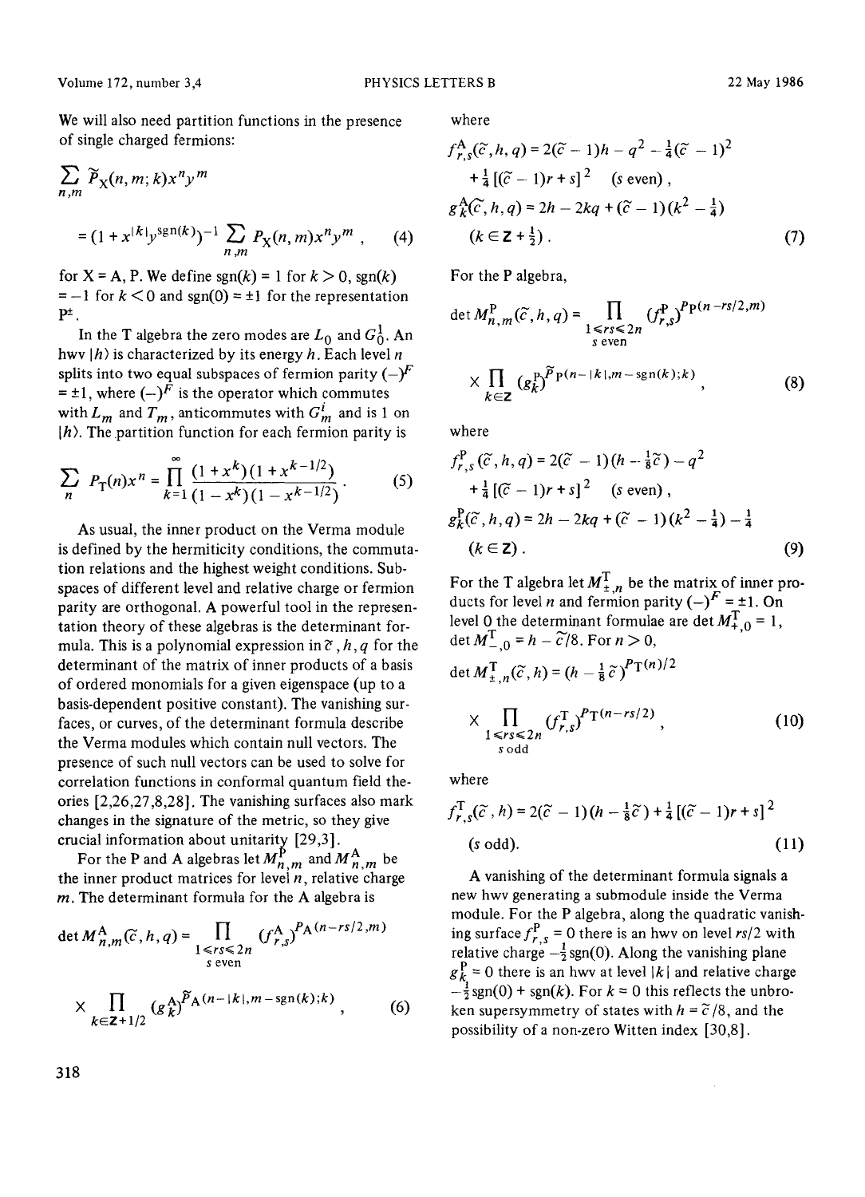We will also need partition functions in the presence of single charged fermions:

$$\sum_{n,m} \widetilde{P}_X(n,m;k)x^n y^m = (1+x^{|k|}y^{\mathrm{sgn}(k)})^{-1} \sum_{n,m} P_X(n,m)x^n y^m \,, \tag{4}$$

for X = A, P. We define $\mathrm{sgn}(k) = 1$ for $k > 0$, $\mathrm{sgn}(k) = -1$ for $k < 0$ and $\mathrm{sgn}(0) = \pm 1$ for the representation $\mathrm{P}^\pm$.

In the T algebra the zero modes are $L_0$ and $G_0^1$. An hwv $|h\rangle$ is characterized by its energy $h$. Each level $n$ splits into two equal subspaces of fermion parity $(-)^F = \pm 1$, where $(-)^F$ is the operator which commutes with $L_m$ and $T_m$, anticommutes with $G_m^i$ and is 1 on $|h\rangle$. The partition function for each fermion parity is

$$\sum_n P_{\mathrm{T}}(n)x^n = \prod_{k=1}^{\infty} \frac{(1+x^k)(1+x^{k-1/2})}{(1-x^k)(1-x^{k-1/2})} \,. \tag{5}$$

As usual, the inner product on the Verma module is defined by the hermiticity conditions, the commutation relations and the highest weight conditions. Subspaces of different level and relative charge or fermion parity are orthogonal. A powerful tool in the representation theory of these algebras is the determinant formula. This is a polynomial expression in $\widetilde{c}, h, q$ for the determinant of the matrix of inner products of a basis of ordered monomials for a given eigenspace (up to a basis-dependent positive constant). The vanishing surfaces, or curves, of the determinant formula describe the Verma modules which contain null vectors. The presence of such null vectors can be used to solve for correlation functions in conformal quantum field theories [2,26,27,8,28]. The vanishing surfaces also mark changes in the signature of the metric, so they give crucial information about unitarity [29,3].

For the P and A algebras let $M_{n,m}^{\mathrm{P}}$ and $M_{n,m}^{\mathrm{A}}$ be the inner product matrices for level $n$, relative charge $m$. The determinant formula for the A algebra is

$$\det M_{n,m}^{\mathrm{A}}(\widetilde{c},h,q) = \prod_{\substack{1\le rs\le 2n \\ s\ \mathrm{even}}} (f_{r,s}^{\mathrm{A}})^{P_{\mathrm{A}}(n-rs/2,m)} \times \prod_{k\in \mathbf{Z}+1/2} (g_k^{\mathrm{A}})^{\widetilde{P}_{\mathrm{A}}(n-|k|,m-\mathrm{sgn}(k);k)} \,, \tag{6}$$

where

$$f_{r,s}^{\mathrm{A}}(\widetilde{c},h,q) = 2(\widetilde{c}-1)h - q^2 - \tfrac{1}{4}(\widetilde{c}-1)^2 + \tfrac{1}{4}[(\widetilde{c}-1)r+s]^2 \quad (s\ \mathrm{even}),$$

$$g_k^{\mathrm{A}}(\widetilde{c},h,q) = 2h - 2kq + (\widetilde{c}-1)(k^2-\tfrac{1}{4}) \quad (k\in \mathbf{Z}+\tfrac{1}{2}). \tag{7}$$

For the P algebra,

$$\det M_{n,m}^{\mathrm{P}}(\widetilde{c},h,q) = \prod_{\substack{1\le rs\le 2n \\ s\ \mathrm{even}}} (f_{r,s}^{\mathrm{P}})^{P_{\mathrm{P}}(n-rs/2,m)} \times \prod_{k\in \mathbf{Z}} (g_k^{\mathrm{P}})^{\widetilde{P}_{\mathrm{P}}(n-|k|,m-\mathrm{sgn}(k);k)} \,, \tag{8}$$

where

$$f_{r,s}^{\mathrm{P}}(\widetilde{c},h,q) = 2(\widetilde{c}-1)(h-\tfrac{1}{8}\widetilde{c}) - q^2 + \tfrac{1}{4}[(\widetilde{c}-1)r+s]^2 \quad (s\ \mathrm{even}),$$

$$g_k^{\mathrm{P}}(\widetilde{c},h,q) = 2h - 2kq + (\widetilde{c}-1)(k^2-\tfrac{1}{4}) - \tfrac{1}{4} \quad (k\in \mathbf{Z}). \tag{9}$$

For the T algebra let $M_{\pm,n}^{\mathrm{T}}$ be the matrix of inner products for level $n$ and fermion parity $(-)^F = \pm 1$. On level 0 the determinant formulae are $\det M_{+,0}^{\mathrm{T}} = 1$, $\det M_{-,0}^{\mathrm{T}} = h - \widetilde{c}/8$. For $n > 0$,

$$\det M_{\pm,n}^{\mathrm{T}}(\widetilde{c},h) = (h-\tfrac{1}{8}\widetilde{c})^{P_{\mathrm{T}}(n)/2} \times \prod_{\substack{1\le rs\le 2n \\ s\ \mathrm{odd}}} (f_{r,s}^{\mathrm{T}})^{P_{\mathrm{T}}(n-rs/2)} \,, \tag{10}$$

where

$$f_{r,s}^{\mathrm{T}}(\widetilde{c},h) = 2(\widetilde{c}-1)(h-\tfrac{1}{8}\widetilde{c}) + \tfrac{1}{4}[(\widetilde{c}-1)r+s]^2 \quad (s\ \mathrm{odd}). \tag{11}$$

A vanishing of the determinant formula signals a new hwv generating a submodule inside the Verma module. For the P algebra, along the quadratic vanishing surface $f_{r,s}^{\mathrm{P}} = 0$ there is an hwv on level $rs/2$ with relative charge $-\tfrac{1}{2}\mathrm{sgn}(0)$. Along the vanishing plane $g_k^{\mathrm{P}} = 0$ there is an hwv at level $|k|$ and relative charge $-\tfrac{1}{2}\mathrm{sgn}(0) + \mathrm{sgn}(k)$. For $k = 0$ this reflects the unbroken supersymmetry of states with $h = \widetilde{c}/8$, and the possibility of a non-zero Witten index [30,8].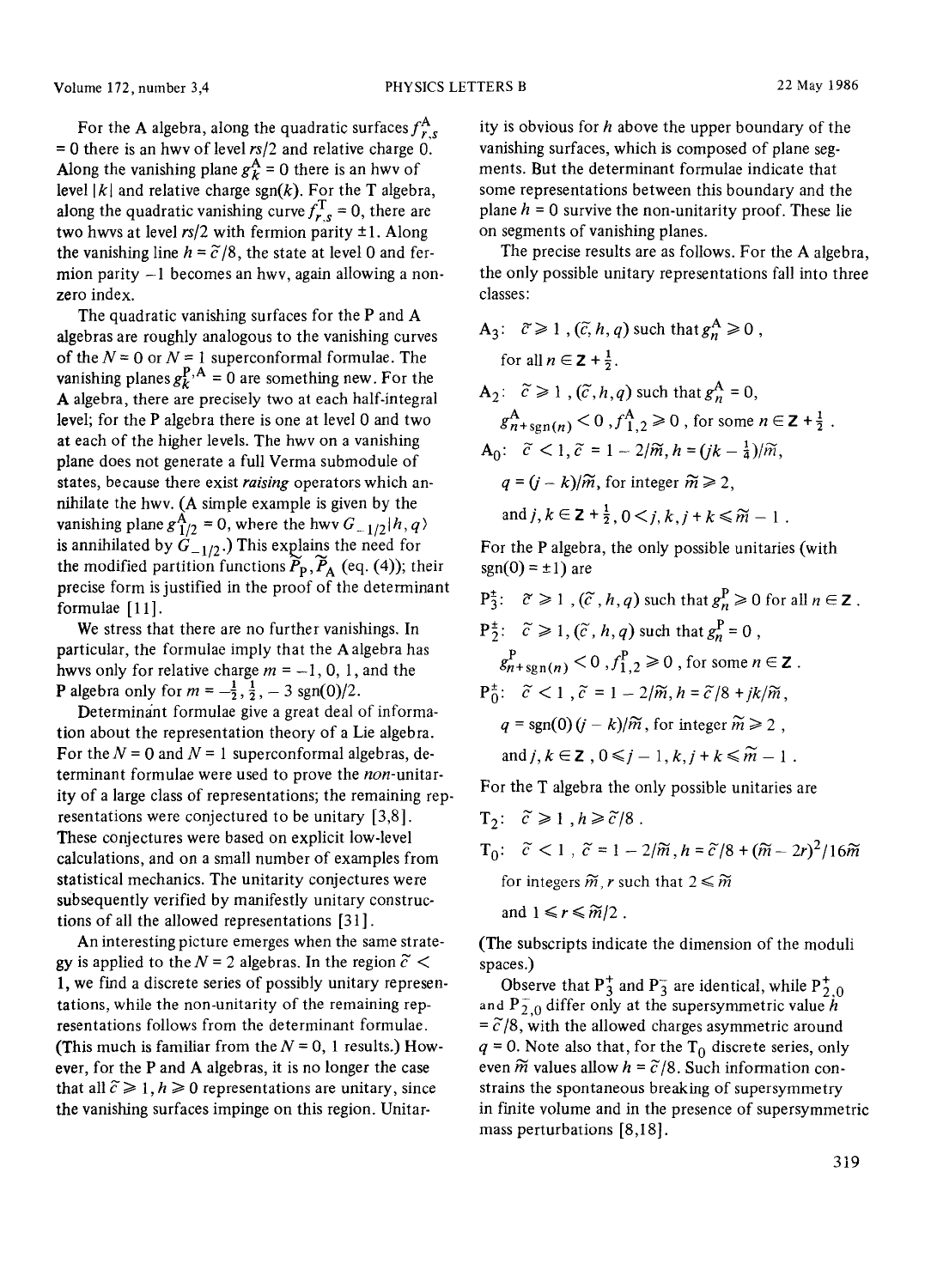For the A algebra, along the quadratic surfaces $f^{A}_{r,s} = 0$ there is an hwv of level $rs/2$ and relative charge 0. Along the vanishing plane $g^{A}_{k} = 0$ there is an hwv of level $|k|$ and relative charge $\mathrm{sgn}(k)$. For the T algebra, along the quadratic vanishing curve $f^{T}_{r,s} = 0$, there are two hwvs at level $rs/2$ with fermion parity $\pm 1$. Along the vanishing line $h = \tilde{c}/8$, the state at level 0 and fermion parity $-1$ becomes an hwv, again allowing a nonzero index.

The quadratic vanishing surfaces for the P and A algebras are roughly analogous to the vanishing curves of the $N = 0$ or $N = 1$ superconformal formulae. The vanishing planes $g^{P,A}_{k} = 0$ are something new. For the A algebra, there are precisely two at each half-integral level; for the P algebra there is one at level 0 and two at each of the higher levels. The hwv on a vanishing plane does not generate a full Verma submodule of states, because there exist *raising* operators which annihilate the hwv. (A simple example is given by the vanishing plane $g^{A}_{1/2} = 0$, where the hwv $G_{-1/2}|h, q\rangle$ is annihilated by $\bar{G}_{-1/2}$.) This explains the need for the modified partition functions $\tilde{P}_{P}, \tilde{P}_{A}$ (eq. (4)); their precise form is justified in the proof of the determinant formulae [11].

We stress that there are no further vanishings. In particular, the formulae imply that the A algebra has hwvs only for relative charge $m = -1, 0, 1$, and the P algebra only for $m = -\frac{1}{2}, \frac{1}{2}, -3\,\mathrm{sgn}(0)/2$.

Determinant formulae give a great deal of information about the representation theory of a Lie algebra. For the $N = 0$ and $N = 1$ superconformal algebras, determinant formulae were used to prove the *non*-unitarity of a large class of representations; the remaining representations were conjectured to be unitary [3,8]. These conjectures were based on explicit low-level calculations, and on a small number of examples from statistical mechanics. The unitarity conjectures were subsequently verified by manifestly unitary constructions of all the allowed representations [31].

An interesting picture emerges when the same strategy is applied to the $N = 2$ algebras. In the region $\tilde{c} < 1$, we find a discrete series of possibly unitary representations, while the non-unitarity of the remaining representations follows from the determinant formulae. (This much is familiar from the $N = 0, 1$ results.) However, for the P and A algebras, it is no longer the case that all $\tilde{c} \geqslant 1, h \geqslant 0$ representations are unitary, since the vanishing surfaces impinge on this region. Unitarity is obvious for $h$ above the upper boundary of the vanishing surfaces, which is composed of plane segments. But the determinant formulae indicate that some representations between this boundary and the plane $h = 0$ survive the non-unitarity proof. These lie on segments of vanishing planes.

The precise results are as follows. For the A algebra, the only possible unitary representations fall into three classes:

$A_3$: $\tilde{c} \geqslant 1$, $(\tilde{c}, h, q)$ such that $g^{A}_{n} \geqslant 0$, for all $n \in \mathbf{Z} + \frac{1}{2}$.

$A_2$: $\tilde{c} \geqslant 1$, $(\tilde{c}, h, q)$ such that $g^{A}_{n} = 0$, $g^{A}_{n+\mathrm{sgn}(n)} < 0$, $f^{A}_{1,2} \geqslant 0$, for some $n \in \mathbf{Z} + \frac{1}{2}$.

$A_0$: $\tilde{c} < 1$, $\tilde{c} = 1 - 2/\tilde{m}$, $h = (jk - \frac{1}{4})/\tilde{m}$, $q = (j - k)/\tilde{m}$, for integer $\tilde{m} \geqslant 2$, and $j, k \in \mathbf{Z} + \frac{1}{2}$, $0 < j, k, j + k \leqslant \tilde{m} - 1$.

For the P algebra, the only possible unitaries (with $\mathrm{sgn}(0) = \pm 1$) are

$P^{\pm}_{3}$: $\tilde{c} \geqslant 1$, $(\tilde{c}, h, q)$ such that $g^{P}_{n} \geqslant 0$ for all $n \in \mathbf{Z}$.

$P^{\pm}_{2}$: $\tilde{c} \geqslant 1$, $(\tilde{c}, h, q)$ such that $g^{P}_{n} = 0$, $g^{P}_{n+\mathrm{sgn}(n)} < 0$, $f^{P}_{1,2} \geqslant 0$, for some $n \in \mathbf{Z}$.

$P^{\pm}_{0}$: $\tilde{c} < 1$, $\tilde{c} = 1 - 2/\tilde{m}$, $h = \tilde{c}/8 + jk/\tilde{m}$, $q = \mathrm{sgn}(0)(j - k)/\tilde{m}$, for integer $\tilde{m} \geqslant 2$, and $j, k \in \mathbf{Z}$, $0 \leqslant j - 1, k, j + k \leqslant \tilde{m} - 1$.

For the T algebra the only possible unitaries are

$T_2$: $\tilde{c} \geqslant 1$, $h \geqslant \tilde{c}/8$.

$T_0$: $\tilde{c} < 1$, $\tilde{c} = 1 - 2/\tilde{m}$, $h = \tilde{c}/8 + (\tilde{m} - 2r)^2/16\tilde{m}$ for integers $\tilde{m}, r$ such that $2 \leqslant \tilde{m}$ and $1 \leqslant r \leqslant \tilde{m}/2$.

(The subscripts indicate the dimension of the moduli spaces.)

Observe that $P^{+}_{3}$ and $P^{-}_{3}$ are identical, while $P^{+}_{2,0}$ and $P^{-}_{2,0}$ differ only at the supersymmetric value $h = \tilde{c}/8$, with the allowed charges asymmetric around $q = 0$. Note also that, for the $T_0$ discrete series, only even $\tilde{m}$ values allow $h = \tilde{c}/8$. Such information constrains the spontaneous breaking of supersymmetry in finite volume and in the presence of supersymmetric mass perturbations [8,18].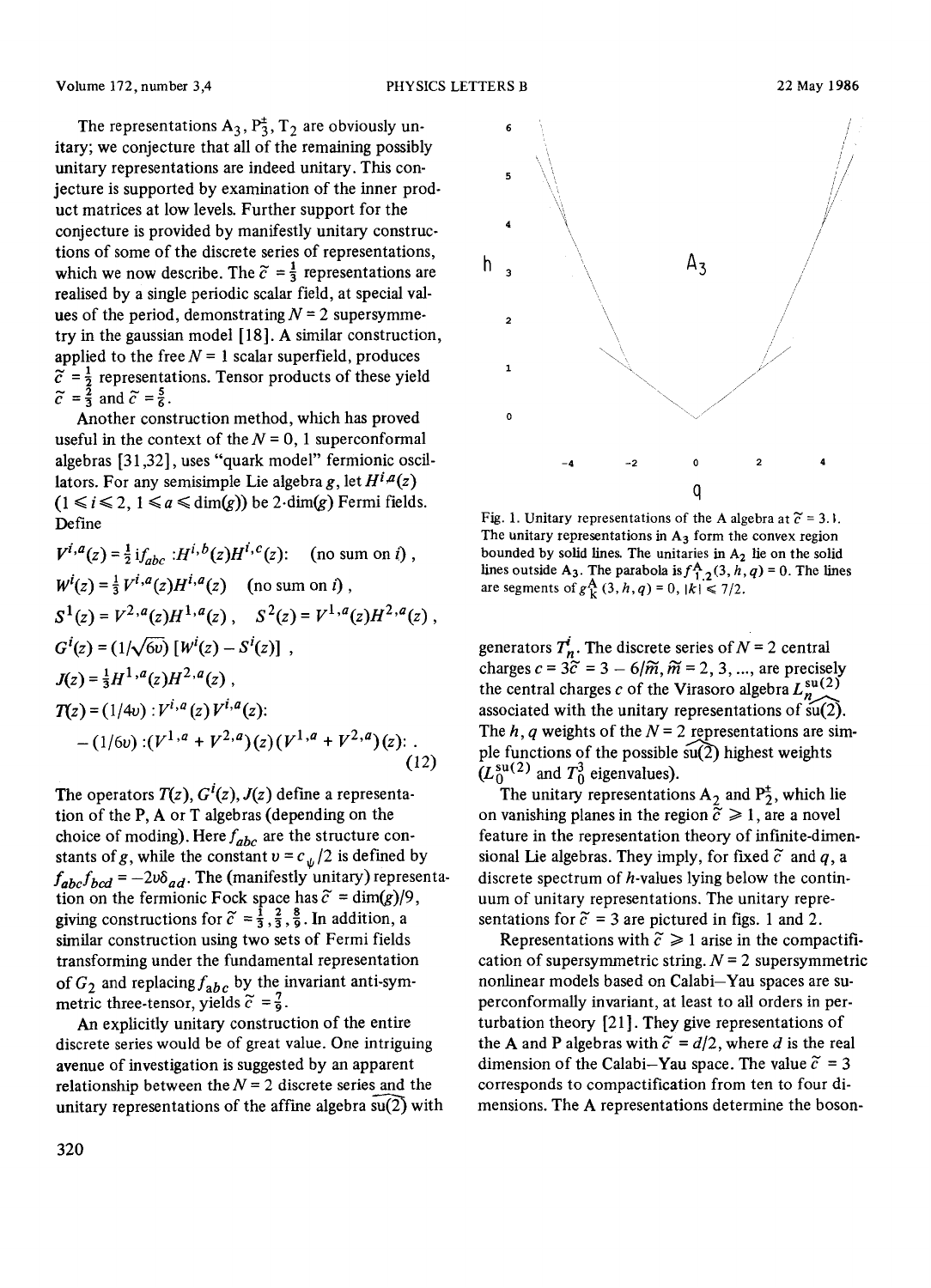The representations $A_3$, $P_3^{\pm}$, $T_2$ are obviously unitary; we conjecture that all of the remaining possibly unitary representations are indeed unitary. This conjecture is supported by examination of the inner product matrices at low levels. Further support for the conjecture is provided by manifestly unitary constructions of some of the discrete series of representations, which we now describe. The $\tilde{c} = \frac{1}{3}$ representations are realised by a single periodic scalar field, at special values of the period, demonstrating $N = 2$ supersymmetry in the gaussian model [18]. A similar construction, applied to the free $N = 1$ scalar superfield, produces $\tilde{c} = \frac{1}{2}$ representations. Tensor products of these yield $\tilde{c} = \frac{2}{3}$ and $\tilde{c} = \frac{5}{6}$.

Another construction method, which has proved useful in the context of the $N = 0, 1$ superconformal algebras [31,32], uses "quark model" fermionic oscillators. For any semisimple Lie algebra $g$, let $H^{i,a}(z)$ $(1 \leqslant i \leqslant 2,\ 1 \leqslant a \leqslant \dim(g))$ be $2 \cdot \dim(g)$ Fermi fields. Define

$$V^{i,a}(z) = \tfrac{1}{2} \mathrm{i} f_{abc} :H^{i,b}(z) H^{i,c}(z): \quad \text{(no sum on } i\text{)}\,,$$

$$W^i(z) = \tfrac{1}{3} V^{i,a}(z) H^{i,a}(z) \quad \text{(no sum on } i\text{)}\,,$$

$$S^1(z) = V^{2,a}(z) H^{1,a}(z)\,, \quad S^2(z) = V^{1,a}(z) H^{2,a}(z)\,,$$

$$G^i(z) = (1/\sqrt{6v})\,[W^i(z) - S^i(z)]\,,$$

$$J(z) = \tfrac{1}{3} H^{1,a}(z) H^{2,a}(z)\,,$$

$$T(z) = (1/4v) :V^{i,a}(z) V^{i,a}(z): - (1/6v) :(V^{1,a} + V^{2,a})(z)(V^{1,a} + V^{2,a})(z):\,. \tag{12}$$

The operators $T(z), G^i(z), J(z)$ define a representation of the P, A or T algebras (depending on the choice of moding). Here $f_{abc}$ are the structure constants of $g$, while the constant $v = c_\psi/2$ is defined by $f_{abc} f_{bcd} = -2v\delta_{ad}$. The (manifestly unitary) representation on the fermionic Fock space has $\tilde{c} = \dim(g)/9$, giving constructions for $\tilde{c} = \frac{1}{3}, \frac{2}{3}, \frac{8}{9}$. In addition, a similar construction using two sets of Fermi fields transforming under the fundamental representation of $G_2$ and replacing $f_{abc}$ by the invariant anti-symmetric three-tensor, yields $\tilde{c} = \frac{7}{9}$.

An explicitly unitary construction of the entire discrete series would be of great value. One intriguing avenue of investigation is suggested by an apparent relationship between the $N = 2$ discrete series and the unitary representations of the affine algebra $\widehat{su(2)}$ with generators $T_n^i$. The discrete series of $N = 2$ central charges $c = 3\tilde{c} = 3 - 6/\tilde{m}$, $\tilde{m} = 2, 3, \ldots$, are precisely the central charges $c$ of the Virasoro algebra $L_n^{\widehat{su(2)}}$ associated with the unitary representations of $\widehat{su(2)}$. The $h, q$ weights of the $N = 2$ representations are simple functions of the possible $\widehat{su(2)}$ highest weights ($L_0^{su(2)}$ and $T_0^3$ eigenvalues).

The unitary representations $A_2$ and $P_2^{\pm}$, which lie on vanishing planes in the region $\tilde{c} \geqslant 1$, are a novel feature in the representation theory of infinite-dimensional Lie algebras. They imply, for fixed $\tilde{c}$ and $q$, a discrete spectrum of $h$-values lying below the continuum of unitary representations. The unitary representations for $\tilde{c} = 3$ are pictured in figs. 1 and 2.

Representations with $\tilde{c} \geqslant 1$ arise in the compactification of supersymmetric string. $N = 2$ supersymmetric nonlinear models based on Calabi–Yau spaces are superconformally invariant, at least to all orders in perturbation theory [21]. They give representations of the A and P algebras with $\tilde{c} = d/2$, where $d$ is the real dimension of the Calabi–Yau space. The value $\tilde{c} = 3$ corresponds to compactification from ten to four dimensions. The A representations determine the boson-

Fig. 1. Unitary representations of the A algebra at $\tilde{c} = 3$. The unitary representations in $A_3$ form the convex region bounded by solid lines. The unitaries in $A_2$ lie on the solid lines outside $A_3$. The parabola is $f_{1,2}^{A}(3, h, q) = 0$. The lines are segments of $g_k^{A}(3, h, q) = 0$, $|k| \leqslant 7/2$.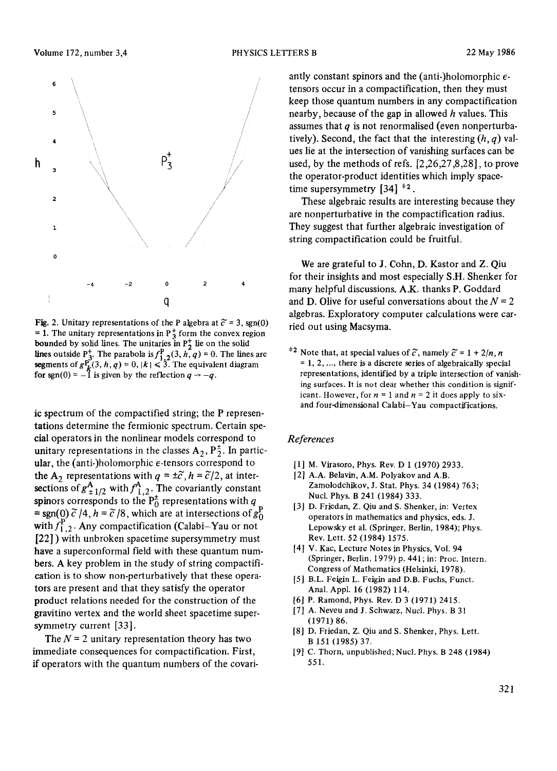Fig. 2. Unitary representations of the P algebra at $\tilde{c} = 3$, sgn(0) = 1. The unitary representations in $P_3^+$ form the convex region bounded by solid lines. The unitaries in $P_2^+$ lie on the solid lines outside $P_3^+$. The parabola is $f_{1,2}^P(3, h, q) = 0$. The lines are segments of $g_k^P(3, h, q) = 0$, $|k| \leqslant 3$. The equivalent diagram for sgn(0) = −1 is given by the reflection $q \to -q$.

ic spectrum of the compactified string; the P representations determine the fermionic spectrum. Certain special operators in the nonlinear models correspond to unitary representations in the classes $A_2$, $P_2^{\pm}$. In particular, the (anti-)holomorphic $\epsilon$-tensors correspond to the $A_2$ representations with $q = \pm\tilde{c}$, $h = \tilde{c}/2$, at intersections of $g_{\pm 1/2}^A$ with $f_{1,2}^A$. The covariantly constant spinors corresponds to the $P_0^{\pm}$ representations with $q = \mathrm{sgn}(0)\,\tilde{c}/4$, $h = \tilde{c}/8$, which are at intersections of $g_0^P$ with $f_{1,2}^P$. Any compactification (Calabi–Yau or not [22]) with unbroken spacetime supersymmetry must have a superconformal field with these quantum numbers. A key problem in the study of string compactification is to show non-perturbatively that these operators are present and that they satisfy the operator product relations needed for the construction of the gravitino vertex and the world sheet spacetime supersymmetry current [33].

The $N = 2$ unitary representation theory has two immediate consequences for compactification. First, if operators with the quantum numbers of the covariantly constant spinors and the (anti-)holomorphic $\epsilon$-tensors occur in a compactification, then they must keep those quantum numbers in any compactification nearby, because of the gap in allowed $h$ values. This assumes that $q$ is not renormalised (even nonperturbatively). Second, the fact that the interesting $(h, q)$ values lie at the intersection of vanishing surfaces can be used, by the methods of refs. [2,26,27,8,28], to prove the operator-product identities which imply spacetime supersymmetry [34] [‡2].

These algebraic results are interesting because they are nonperturbative in the compactification radius. They suggest that further algebraic investigation of string compactification could be fruitful.

We are grateful to J. Cohn, D. Kastor and Z. Qiu for their insights and most especially S.H. Shenker for many helpful discussions. A.K. thanks P. Goddard and D. Olive for useful conversations about the $N = 2$ algebras. Exploratory computer calculations were carried out using Macsyma.

‡2 Note that, at special values of $\tilde{c}$, namely $\tilde{c} = 1 + 2/n$, $n = 1, 2, \ldots$, there is a discrete series of algebraically special representations, identified by a triple intersection of vanishing surfaces. It is not clear whether this condition is significant. However, for $n = 1$ and $n = 2$ it does apply to six- and four-dimensional Calabi–Yau compactifications.

## References

[1] M. Virasoro, Phys. Rev. D 1 (1970) 2933.

[2] A.A. Belavin, A.M. Polyakov and A.B. Zamolodchikov, J. Stat. Phys. 34 (1984) 763; Nucl. Phys. B 241 (1984) 333.

[3] D. Friedan, Z. Qiu and S. Shenker, in: Vertex operators in mathematics and physics, eds. J. Lepowsky et al. (Springer, Berlin, 1984); Phys. Rev. Lett. 52 (1984) 1575.

[4] V. Kac, Lecture Notes in Physics, Vol. 94 (Springer, Berlin, 1979) p. 441; in: Proc. Intern. Congress of Mathematics (Helsinki, 1978).

[5] B.L. Feigin L. Feigin and D.B. Fuchs, Funct. Anal. Appl. 16 (1982) 114.

[6] P. Ramond, Phys. Rev. D 3 (1971) 2415.

[7] A. Neveu and J. Schwarz, Nucl. Phys. B 31 (1971) 86.

[8] D. Friedan, Z. Qiu and S. Shenker, Phys. Lett. B 151 (1985) 37.

[9] C. Thorn, unpublished; Nucl. Phys. B 248 (1984) 551.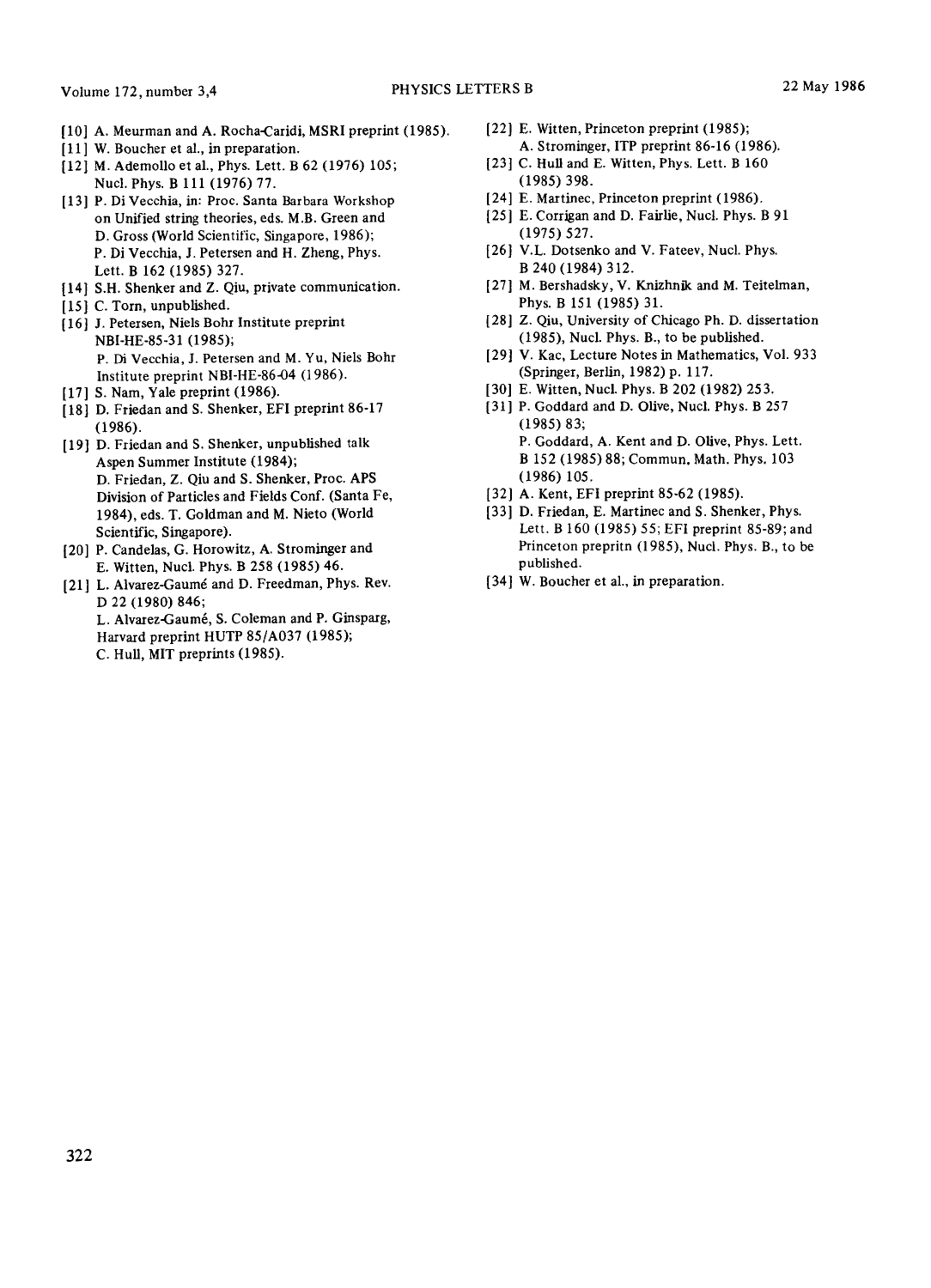[10] A. Meurman and A. Rocha-Caridi, MSRI preprint (1985).

[11] W. Boucher et al., in preparation.

[12] M. Ademollo et al., Phys. Lett. B 62 (1976) 105; Nucl. Phys. B 111 (1976) 77.

[13] P. Di Vecchia, in: Proc. Santa Barbara Workshop on Unified string theories, eds. M.B. Green and D. Gross (World Scientific, Singapore, 1986); P. Di Vecchia, J. Petersen and H. Zheng, Phys. Lett. B 162 (1985) 327.

[14] S.H. Shenker and Z. Qiu, private communication.

[15] C. Torn, unpublished.

[16] J. Petersen, Niels Bohr Institute preprint NBI-HE-85-31 (1985); P. Di Vecchia, J. Petersen and M. Yu, Niels Bohr Institute preprint NBI-HE-86-04 (1986).

[17] S. Nam, Yale preprint (1986).

[18] D. Friedan and S. Shenker, EFI preprint 86-17 (1986).

[19] D. Friedan and S. Shenker, unpublished talk Aspen Summer Institute (1984); D. Friedan, Z. Qiu and S. Shenker, Proc. APS Division of Particles and Fields Conf. (Santa Fe, 1984), eds. T. Goldman and M. Nieto (World Scientific, Singapore).

[20] P. Candelas, G. Horowitz, A. Strominger and E. Witten, Nucl. Phys. B 258 (1985) 46.

[21] L. Alvarez-Gaumé and D. Freedman, Phys. Rev. D 22 (1980) 846; L. Alvarez-Gaumé, S. Coleman and P. Ginsparg, Harvard preprint HUTP 85/A037 (1985); C. Hull, MIT preprints (1985).

[22] E. Witten, Princeton preprint (1985); A. Strominger, ITP preprint 86-16 (1986).

[23] C. Hull and E. Witten, Phys. Lett. B 160 (1985) 398.

[24] E. Martinec, Princeton preprint (1986).

[25] E. Corrigan and D. Fairlie, Nucl. Phys. B 91 (1975) 527.

[26] V.L. Dotsenko and V. Fateev, Nucl. Phys. B 240 (1984) 312.

[27] M. Bershadsky, V. Knizhnik and M. Teitelman, Phys. B 151 (1985) 31.

[28] Z. Qiu, University of Chicago Ph. D. dissertation (1985), Nucl. Phys. B., to be published.

[29] V. Kac, Lecture Notes in Mathematics, Vol. 933 (Springer, Berlin, 1982) p. 117.

[30] E. Witten, Nucl. Phys. B 202 (1982) 253.

[31] P. Goddard and D. Olive, Nucl. Phys. B 257 (1985) 83; P. Goddard, A. Kent and D. Olive, Phys. Lett. B 152 (1985) 88; Commun. Math. Phys. 103 (1986) 105.

[32] A. Kent, EFI preprint 85-62 (1985).

[33] D. Friedan, E. Martinec and S. Shenker, Phys. Lett. B 160 (1985) 55; EFI preprint 85-89; and Princeton prepritn (1985), Nucl. Phys. B., to be published.

[34] W. Boucher et al., in preparation.